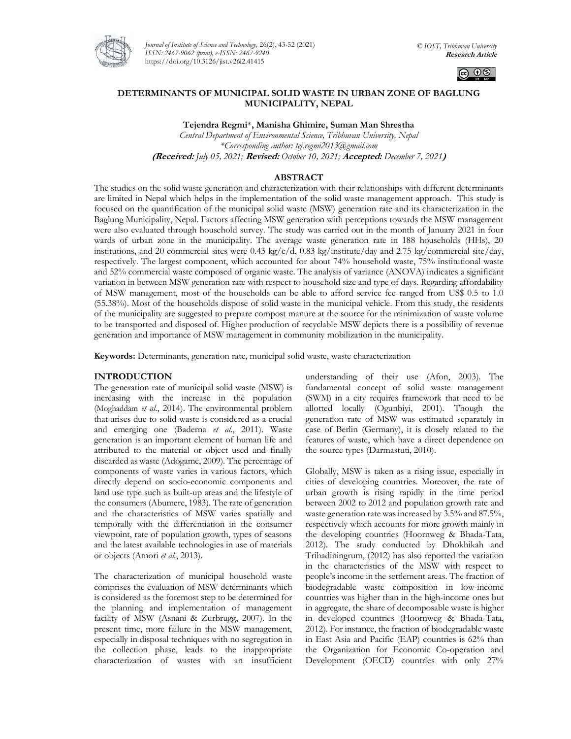# DETERMINANTS OF MUNICIPAL SOLID WASTE IN URBAN ZONE OF BAGLUNG MUNICIPALITY, NEPAL

**Tejendra Regmi***, **Manisha Ghimire, Suman Man Shrestha**

*Central Department of Environmental Science, Tribhuvan University, Nepal*

*\*Corresponding author: tej.regmi2013@gmail.com*

***(Received:** July 05, 2021; **Revised:** October 10, 2021; **Accepted:** December 7, 2021**)***

## ABSTRACT

The studies on the solid waste generation and characterization with their relationships with different determinants are limited in Nepal which helps in the implementation of the solid waste management approach. This study is focused on the quantification of the municipal solid waste (MSW) generation rate and its characterization in the Baglung Municipality, Nepal. Factors affecting MSW generation with perceptions towards the MSW management were also evaluated through household survey. The study was carried out in the month of January 2021 in four wards of urban zone in the municipality. The average waste generation rate in 188 households (HHs), 20 institutions, and 20 commercial sites were 0.43 kg/c/d, 0.83 kg/institute/day and 2.75 kg/commercial site/day, respectively. The largest component, which accounted for about 74% household waste, 75% institutional waste and 52% commercial waste composed of organic waste. The analysis of variance (ANOVA) indicates a significant variation in between MSW generation rate with respect to household size and type of days. Regarding affordability of MSW management, most of the households can be able to afford service fee ranged from US$ 0.5 to 1.0 (55.38%). Most of the households dispose of solid waste in the municipal vehicle. From this study, the residents of the municipality are suggested to prepare compost manure at the source for the minimization of waste volume to be transported and disposed of. Higher production of recyclable MSW depicts there is a possibility of revenue generation and importance of MSW management in community mobilization in the municipality.

**Keywords:** Determinants, generation rate, municipal solid waste, waste characterization

## INTRODUCTION

The generation rate of municipal solid waste (MSW) is increasing with the increase in the population (Moghaddam *et al.*, 2014). The environmental problem that arises due to solid waste is considered as a crucial and emerging one (Baderna *et al.*, 2011). Waste generation is an important element of human life and attributed to the material or object used and finally discarded as waste (Adogame, 2009). The percentage of components of waste varies in various factors, which directly depend on socio-economic components and land use type such as built-up areas and the lifestyle of the consumers (Abumere, 1983). The rate of generation and the characteristics of MSW varies spatially and temporally with the differentiation in the consumer viewpoint, rate of population growth, types of seasons and the latest available technologies in use of materials or objects (Amori *et al.*, 2013).

The characterization of municipal household waste comprises the evaluation of MSW determinants which is considered as the foremost step to be determined for the planning and implementation of management facility of MSW (Asnani & Zurbrugg, 2007). In the present time, more failure in the MSW management, especially in disposal techniques with no segregation in the collection phase, leads to the inappropriate characterization of wastes with an insufficient understanding of their use (Afon, 2003). The fundamental concept of solid waste management (SWM) in a city requires framework that need to be allotted locally (Ogunbiyi, 2001). Though the generation rate of MSW was estimated separately in case of Berlin (Germany), it is closely related to the features of waste, which have a direct dependence on the source types (Darmastuti, 2010).

Globally, MSW is taken as a rising issue, especially in cities of developing countries. Moreover, the rate of urban growth is rising rapidly in the time period between 2002 to 2012 and population growth rate and waste generation rate was increased by 3.5% and 87.5%, respectively which accounts for more growth mainly in the developing countries (Hoornweg & Bhada-Tata, 2012). The study conducted by Dhokhikah and Trihadiningrum, (2012) has also reported the variation in the characteristics of the MSW with respect to people's income in the settlement areas. The fraction of biodegradable waste composition in low-income countries was higher than in the high-income ones but in aggregate, the share of decomposable waste is higher in developed countries (Hoornweg & Bhada-Tata, 2012). For instance, the fraction of biodegradable waste in East Asia and Pacific (EAP) countries is 62% than the Organization for Economic Co-operation and Development (OECD) countries with only 27%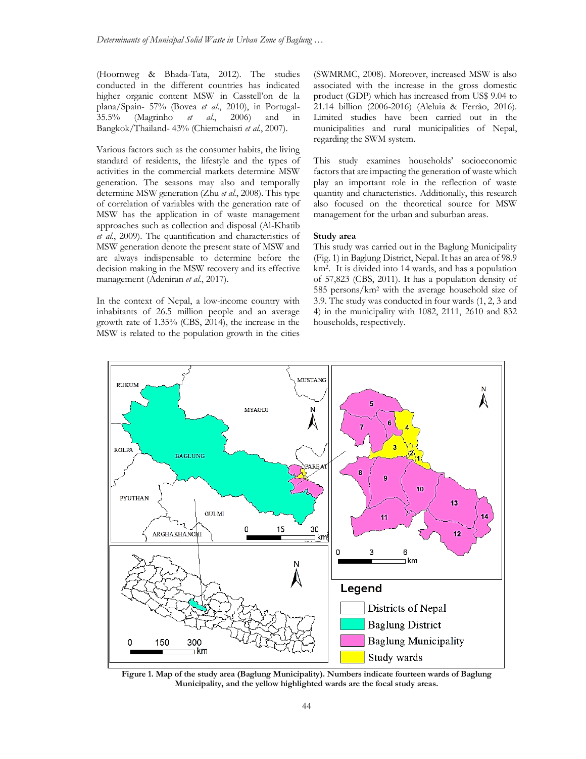(Hoornweg & Bhada-Tata, 2012). The studies conducted in the different countries has indicated higher organic content MSW in Casstell'on de la plana/Spain- 57% (Bovea *et al.*, 2010), in Portugal- 35.5% (Magrinho *et al.*, 2006) and in Bangkok/Thailand- 43% (Chiemchaisri *et al.*, 2007).

Various factors such as the consumer habits, the living standard of residents, the lifestyle and the types of activities in the commercial markets determine MSW generation. The seasons may also and temporally determine MSW generation (Zhu *et al.*, 2008). This type of correlation of variables with the generation rate of MSW has the application in of waste management approaches such as collection and disposal (Al-Khatib *et al.*, 2009). The quantification and characteristics of MSW generation denote the present state of MSW and are always indispensable to determine before the decision making in the MSW recovery and its effective management (Adeniran *et al.*, 2017).

In the context of Nepal, a low-income country with inhabitants of 26.5 million people and an average growth rate of 1.35% (CBS, 2014), the increase in the MSW is related to the population growth in the cities (SWMRMC, 2008). Moreover, increased MSW is also associated with the increase in the gross domestic product (GDP) which has increased from US$ 9.04 to 21.14 billion (2006-2016) (Aleluia & Ferrão, 2016). Limited studies have been carried out in the municipalities and rural municipalities of Nepal, regarding the SWM system.

This study examines households' socioeconomic factors that are impacting the generation of waste which play an important role in the reflection of waste quantity and characteristics. Additionally, this research also focused on the theoretical source for MSW management for the urban and suburban areas.

**Study area**

This study was carried out in the Baglung Municipality (Fig. 1) in Baglung District, Nepal. It has an area of 98.9 km$^2$. It is divided into 14 wards, and has a population of 57,823 (CBS, 2011). It has a population density of 585 persons/km$^2$ with the average household size of 3.9. The study was conducted in four wards (1, 2, 3 and 4) in the municipality with 1082, 2111, 2610 and 832 households, respectively.

**Figure 1. Map of the study area (Baglung Municipality). Numbers indicate fourteen wards of Baglung Municipality, and the yellow highlighted wards are the focal study areas.**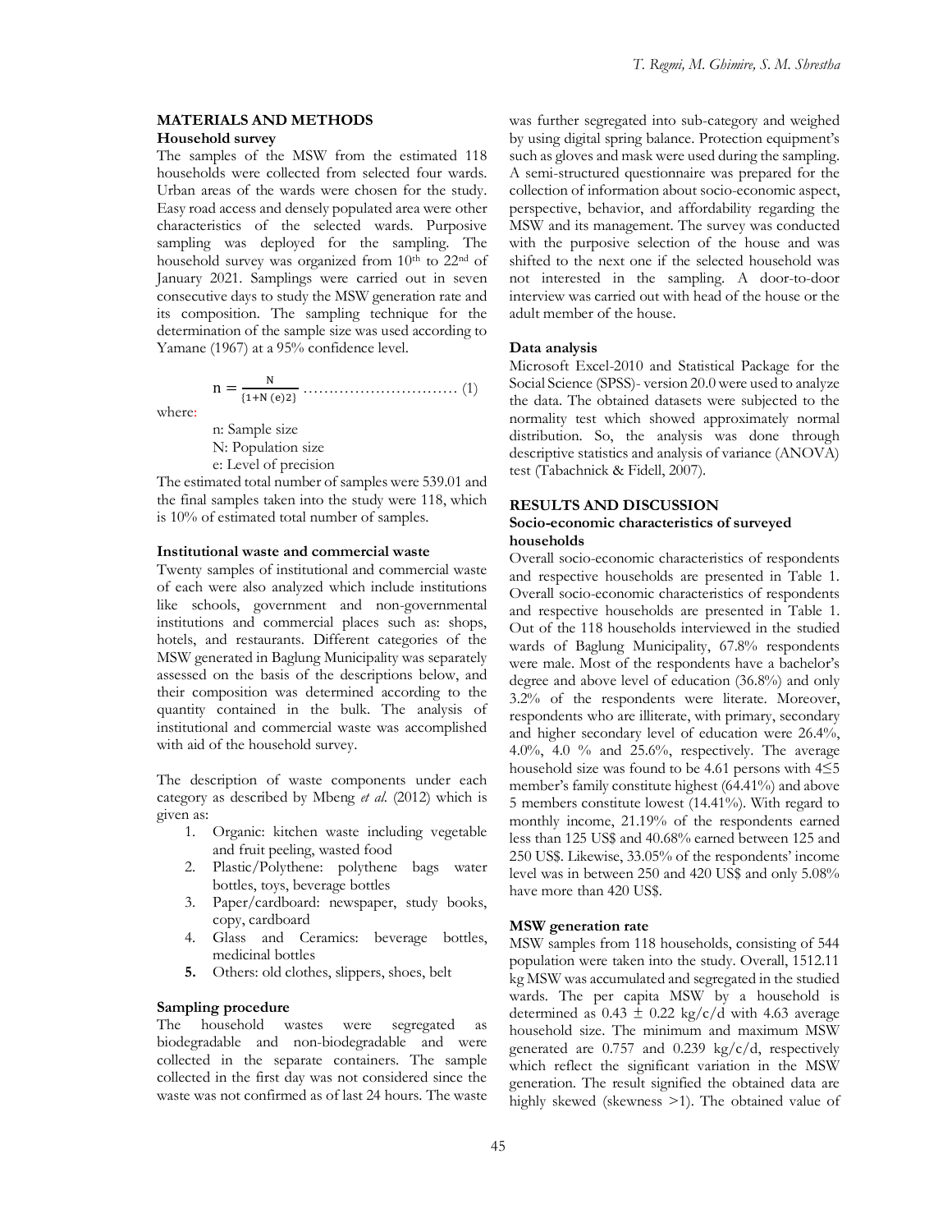## MATERIALS AND METHODS

### Household survey

The samples of the MSW from the estimated 118 households were collected from selected four wards. Urban areas of the wards were chosen for the study. Easy road access and densely populated area were other characteristics of the selected wards. Purposive sampling was deployed for the sampling. The household survey was organized from 10th to 22nd of January 2021. Samplings were carried out in seven consecutive days to study the MSW generation rate and its composition. The sampling technique for the determination of the sample size was used according to Yamane (1967) at a 95% confidence level.

$$n = \frac{N}{\{1+N\,(e)2\}} \quad \text{.............................} \quad (1)$$

where:

n: Sample size
N: Population size
e: Level of precision

The estimated total number of samples were 539.01 and the final samples taken into the study were 118, which is 10% of estimated total number of samples.

### Institutional waste and commercial waste

Twenty samples of institutional and commercial waste of each were also analyzed which include institutions like schools, government and non-governmental institutions and commercial places such as: shops, hotels, and restaurants. Different categories of the MSW generated in Baglung Municipality was separately assessed on the basis of the descriptions below, and their composition was determined according to the quantity contained in the bulk. The analysis of institutional and commercial waste was accomplished with aid of the household survey.

The description of waste components under each category as described by Mbeng *et al.* (2012) which is given as:

1. Organic: kitchen waste including vegetable and fruit peeling, wasted food
2. Plastic/Polythene: polythene bags water bottles, toys, beverage bottles
3. Paper/cardboard: newspaper, study books, copy, cardboard
4. Glass and Ceramics: beverage bottles, medicinal bottles
5. Others: old clothes, slippers, shoes, belt

### Sampling procedure

The household wastes were segregated as biodegradable and non-biodegradable and were collected in the separate containers. The sample collected in the first day was not considered since the waste was not confirmed as of last 24 hours. The waste was further segregated into sub-category and weighed by using digital spring balance. Protection equipment's such as gloves and mask were used during the sampling. A semi-structured questionnaire was prepared for the collection of information about socio-economic aspect, perspective, behavior, and affordability regarding the MSW and its management. The survey was conducted with the purposive selection of the house and was shifted to the next one if the selected household was not interested in the sampling. A door-to-door interview was carried out with head of the house or the adult member of the house.

### Data analysis

Microsoft Excel-2010 and Statistical Package for the Social Science (SPSS)- version 20.0 were used to analyze the data. The obtained datasets were subjected to the normality test which showed approximately normal distribution. So, the analysis was done through descriptive statistics and analysis of variance (ANOVA) test (Tabachnick & Fidell, 2007).

## RESULTS AND DISCUSSION

### Socio-economic characteristics of surveyed households

Overall socio-economic characteristics of respondents and respective households are presented in Table 1. Overall socio-economic characteristics of respondents and respective households are presented in Table 1. Out of the 118 households interviewed in the studied wards of Baglung Municipality, 67.8% respondents were male. Most of the respondents have a bachelor's degree and above level of education (36.8%) and only 3.2% of the respondents were literate. Moreover, respondents who are illiterate, with primary, secondary and higher secondary level of education were 26.4%, 4.0%, 4.0 % and 25.6%, respectively. The average household size was found to be 4.61 persons with 4≤5 member's family constitute highest (64.41%) and above 5 members constitute lowest (14.41%). With regard to monthly income, 21.19% of the respondents earned less than 125 US$ and 40.68% earned between 125 and 250 US$. Likewise, 33.05% of the respondents' income level was in between 250 and 420 US$ and only 5.08% have more than 420 US$.

### MSW generation rate

MSW samples from 118 households, consisting of 544 population were taken into the study. Overall, 1512.11 kg MSW was accumulated and segregated in the studied wards. The per capita MSW by a household is determined as $0.43 \pm 0.22$ kg/c/d with 4.63 average household size. The minimum and maximum MSW generated are 0.757 and 0.239 kg/c/d, respectively which reflect the significant variation in the MSW generation. The result signified the obtained data are highly skewed (skewness >1). The obtained value of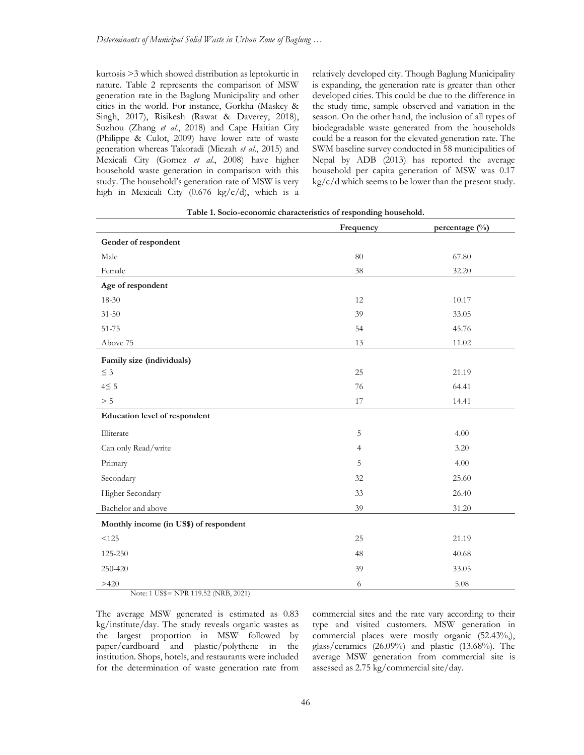kurtosis >3 which showed distribution as leptokurtic in nature. Table 2 represents the comparison of MSW generation rate in the Baglung Municipality and other cities in the world. For instance, Gorkha (Maskey & Singh, 2017), Risikesh (Rawat & Daverey, 2018), Suzhou (Zhang *et al*., 2018) and Cape Haitian City (Philippe & Culot, 2009) have lower rate of waste generation whereas Takoradi (Miezah *et al*., 2015) and Mexicali City (Gomez *et al*., 2008) have higher household waste generation in comparison with this study. The household's generation rate of MSW is very high in Mexicali City (0.676 kg/c/d), which is a relatively developed city. Though Baglung Municipality is expanding, the generation rate is greater than other developed cities. This could be due to the difference in the study time, sample observed and variation in the season. On the other hand, the inclusion of all types of biodegradable waste generated from the households could be a reason for the elevated generation rate. The SWM baseline survey conducted in 58 municipalities of Nepal by ADB (2013) has reported the average household per capita generation of MSW was 0.17 kg/c/d which seems to be lower than the present study.

**Table 1. Socio-economic characteristics of responding household.**

| | Frequency | percentage (%) |
|---|---|---|
| **Gender of respondent** | | |
| Male | 80 | 67.80 |
| Female | 38 | 32.20 |
| **Age of respondent** | | |
| 18-30 | 12 | 10.17 |
| 31-50 | 39 | 33.05 |
| 51-75 | 54 | 45.76 |
| Above 75 | 13 | 11.02 |
| **Family size (individuals)** | | |
| ≤ 3 | 25 | 21.19 |
| 4≤ 5 | 76 | 64.41 |
| > 5 | 17 | 14.41 |
| **Education level of respondent** | | |
| Illiterate | 5 | 4.00 |
| Can only Read/write | 4 | 3.20 |
| Primary | 5 | 4.00 |
| Secondary | 32 | 25.60 |
| Higher Secondary | 33 | 26.40 |
| Bachelor and above | 39 | 31.20 |
| **Monthly income (in US$) of respondent** | | |
| <125 | 25 | 21.19 |
| 125-250 | 48 | 40.68 |
| 250-420 | 39 | 33.05 |
| >420 | 6 | 5.08 |

Note: 1 US$= NPR 119.52 (NRB, 2021)

The average MSW generated is estimated as 0.83 kg/institute/day. The study reveals organic wastes as the largest proportion in MSW followed by paper/cardboard and plastic/polythene in the institution. Shops, hotels, and restaurants were included for the determination of waste generation rate from commercial sites and the rate vary according to their type and visited customers. MSW generation in commercial places were mostly organic (52.43%,), glass/ceramics (26.09%) and plastic (13.68%). The average MSW generation from commercial site is assessed as 2.75 kg/commercial site/day.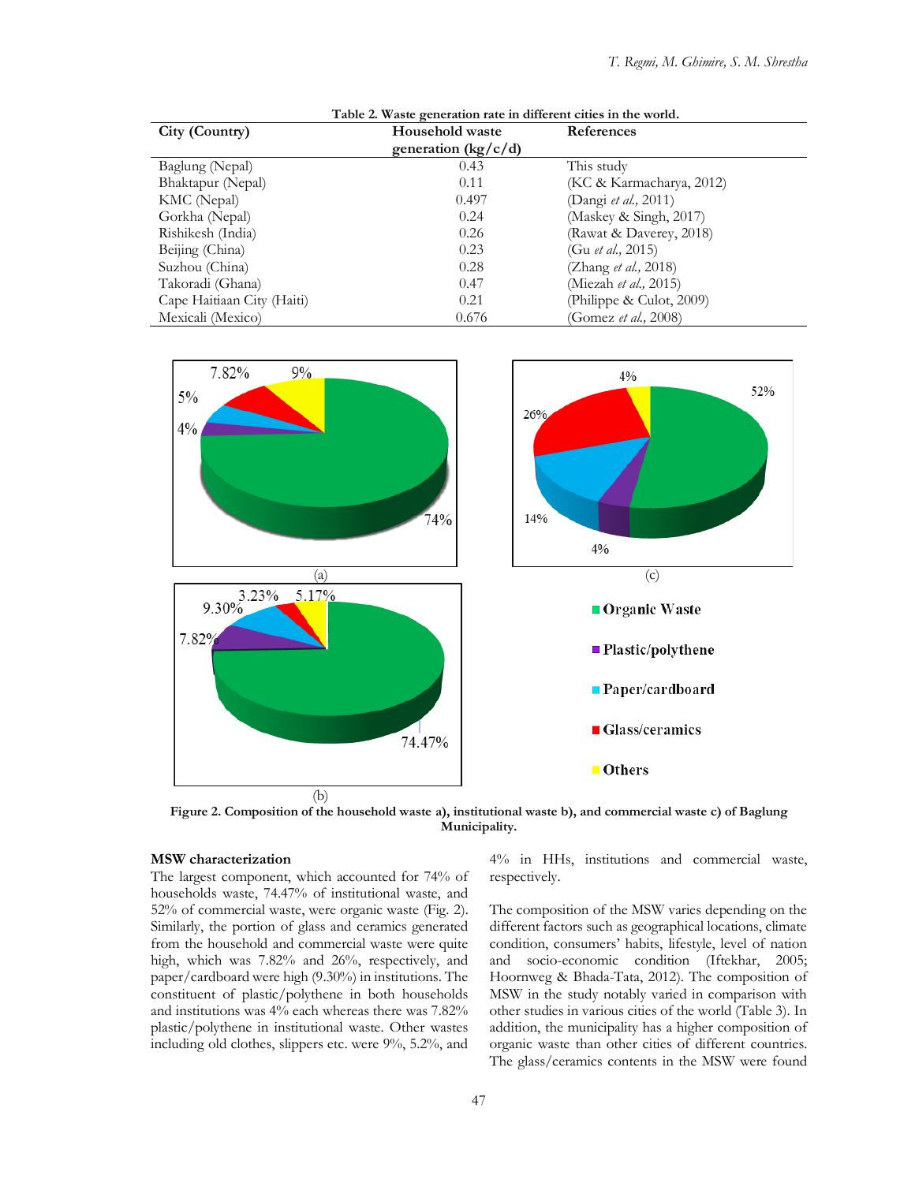Table 2. Waste generation rate in different cities in the world.

| City (Country) | Household waste generation (kg/c/d) | References |
|---|---|---|
| Baglung (Nepal) | 0.43 | This study |
| Bhaktapur (Nepal) | 0.11 | (KC & Karmacharya, 2012) |
| KMC (Nepal) | 0.497 | (Dangi *et al.,* 2011) |
| Gorkha (Nepal) | 0.24 | (Maskey & Singh, 2017) |
| Rishikesh (India) | 0.26 | (Rawat & Daverey, 2018) |
| Beijing (China) | 0.23 | (Gu *et al.,* 2015) |
| Suzhou (China) | 0.28 | (Zhang *et al.,* 2018) |
| Takoradi (Ghana) | 0.47 | (Miezah *et al.,* 2015) |
| Cape Haitiaan City (Haiti) | 0.21 | (Philippe & Culot, 2009) |
| Mexicali (Mexico) | 0.676 | (Gomez *et al.,* 2008) |

**Figure 2. Composition of the household waste a), institutional waste b), and commercial waste c) of Baglung Municipality.**

### MSW characterization

The largest component, which accounted for 74% of households waste, 74.47% of institutional waste, and 52% of commercial waste, were organic waste (Fig. 2). Similarly, the portion of glass and ceramics generated from the household and commercial waste were quite high, which was 7.82% and 26%, respectively, and paper/cardboard were high (9.30%) in institutions. The constituent of plastic/polythene in both households and institutions was 4% each whereas there was 7.82% plastic/polythene in institutional waste. Other wastes including old clothes, slippers etc. were 9%, 5.2%, and 4% in HHs, institutions and commercial waste, respectively.

The composition of the MSW varies depending on the different factors such as geographical locations, climate condition, consumers' habits, lifestyle, level of nation and socio-economic condition (Iftekhar, 2005; Hoornweg & Bhada-Tata, 2012). The composition of MSW in the study notably varied in comparison with other studies in various cities of the world (Table 3). In addition, the municipality has a higher composition of organic waste than other cities of different countries. The glass/ceramics contents in the MSW were found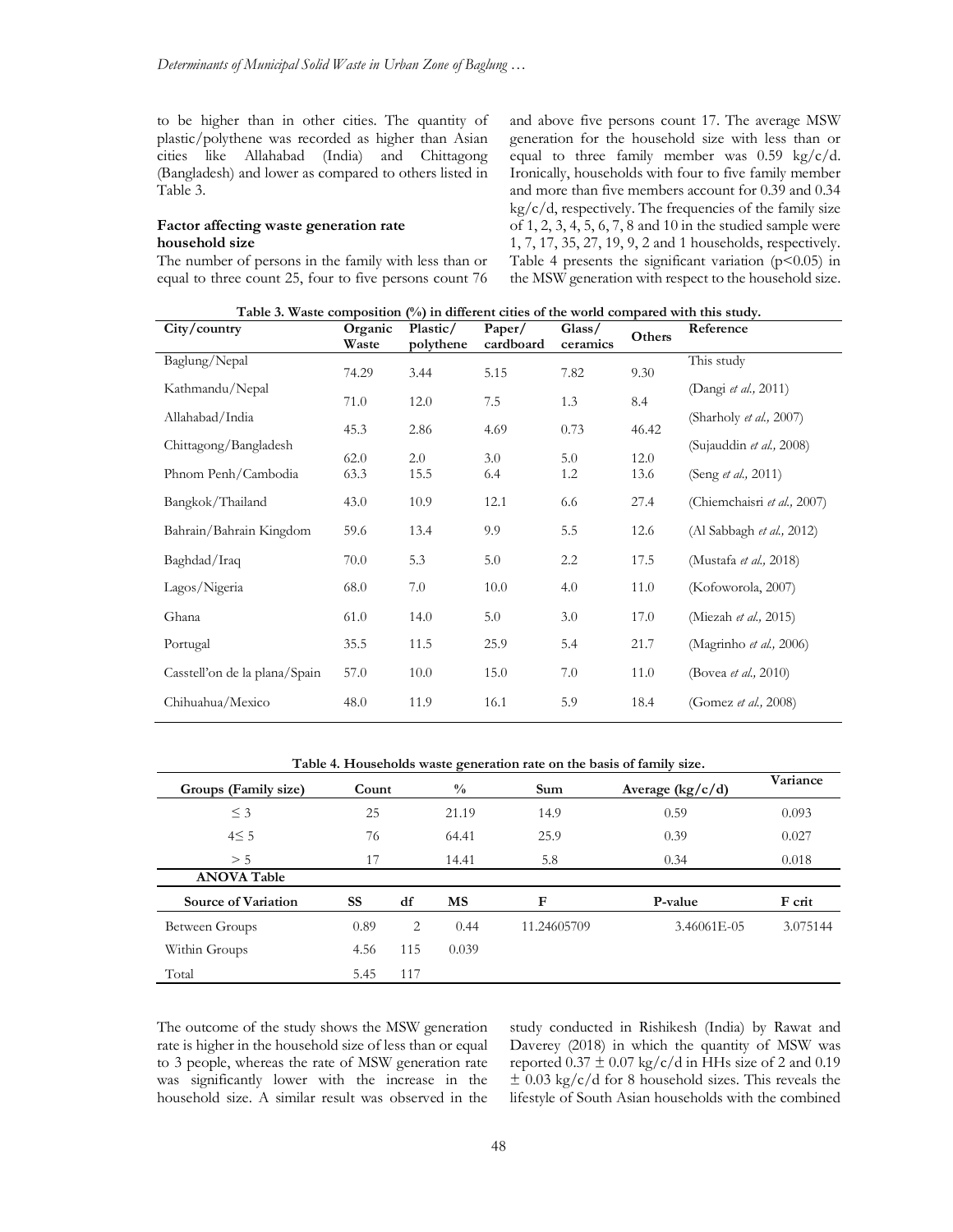to be higher than in other cities. The quantity of plastic/polythene was recorded as higher than Asian cities like Allahabad (India) and Chittagong (Bangladesh) and lower as compared to others listed in Table 3.

### Factor affecting waste generation rate household size

The number of persons in the family with less than or equal to three count 25, four to five persons count 76 and above five persons count 17. The average MSW generation for the household size with less than or equal to three family member was 0.59 kg/c/d. Ironically, households with four to five family member and more than five members account for 0.39 and 0.34 kg/c/d, respectively. The frequencies of the family size of 1, 2, 3, 4, 5, 6, 7, 8 and 10 in the studied sample were 1, 7, 17, 35, 27, 19, 9, 2 and 1 households, respectively. Table 4 presents the significant variation ($p<0.05$) in the MSW generation with respect to the household size.

**Table 3. Waste composition (%) in different cities of the world compared with this study.**

| City/country | Organic Waste | Plastic/ polythene | Paper/ cardboard | Glass/ ceramics | Others | Reference |
|---|---|---|---|---|---|---|
| Baglung/Nepal | 74.29 | 3.44 | 5.15 | 7.82 | 9.30 | This study |
| Kathmandu/Nepal | 71.0 | 12.0 | 7.5 | 1.3 | 8.4 | (Dangi *et al.,* 2011) |
| Allahabad/India | 45.3 | 2.86 | 4.69 | 0.73 | 46.42 | (Sharholy *et al.,* 2007) |
| Chittagong/Bangladesh | 62.0 | 2.0 | 3.0 | 5.0 | 12.0 | (Sujauddin *et al.,* 2008) |
| Phnom Penh/Cambodia | 63.3 | 15.5 | 6.4 | 1.2 | 13.6 | (Seng *et al.,* 2011) |
| Bangkok/Thailand | 43.0 | 10.9 | 12.1 | 6.6 | 27.4 | (Chiemchaisri *et al.,* 2007) |
| Bahrain/Bahrain Kingdom | 59.6 | 13.4 | 9.9 | 5.5 | 12.6 | (Al Sabbagh *et al.,* 2012) |
| Baghdad/Iraq | 70.0 | 5.3 | 5.0 | 2.2 | 17.5 | (Mustafa *et al.,* 2018) |
| Lagos/Nigeria | 68.0 | 7.0 | 10.0 | 4.0 | 11.0 | (Kofoworola, 2007) |
| Ghana | 61.0 | 14.0 | 5.0 | 3.0 | 17.0 | (Miezah *et al.,* 2015) |
| Portugal | 35.5 | 11.5 | 25.9 | 5.4 | 21.7 | (Magrinho *et al.,* 2006) |
| Casstell'on de la plana/Spain | 57.0 | 10.0 | 15.0 | 7.0 | 11.0 | (Bovea *et al.,* 2010) |
| Chihuahua/Mexico | 48.0 | 11.9 | 16.1 | 5.9 | 18.4 | (Gomez *et al.,* 2008) |

**Table 4. Households waste generation rate on the basis of family size.**

| Groups (Family size) | Count | | % | Sum | Average (kg/c/d) | Variance |
|---|---|---|---|---|---|---|
| ≤ 3 | 25 | | 21.19 | 14.9 | 0.59 | 0.093 |
| 4≤ 5 | 76 | | 64.41 | 25.9 | 0.39 | 0.027 |
| > 5 | 17 | | 14.41 | 5.8 | 0.34 | 0.018 |
| **ANOVA Table** | | | | | | |
| **Source of Variation** | **SS** | **df** | **MS** | **F** | **P-value** | **F crit** |
| Between Groups | 0.89 | 2 | 0.44 | 11.24605709 | 3.46061E-05 | 3.075144 |
| Within Groups | 4.56 | 115 | 0.039 | | | |
| Total | 5.45 | 117 | | | | |

The outcome of the study shows the MSW generation rate is higher in the household size of less than or equal to 3 people, whereas the rate of MSW generation rate was significantly lower with the increase in the household size. A similar result was observed in the study conducted in Rishikesh (India) by Rawat and Daverey (2018) in which the quantity of MSW was reported $0.37 \pm 0.07$ kg/c/d in HHs size of 2 and $0.19 \pm 0.03$ kg/c/d for 8 household sizes. This reveals the lifestyle of South Asian households with the combined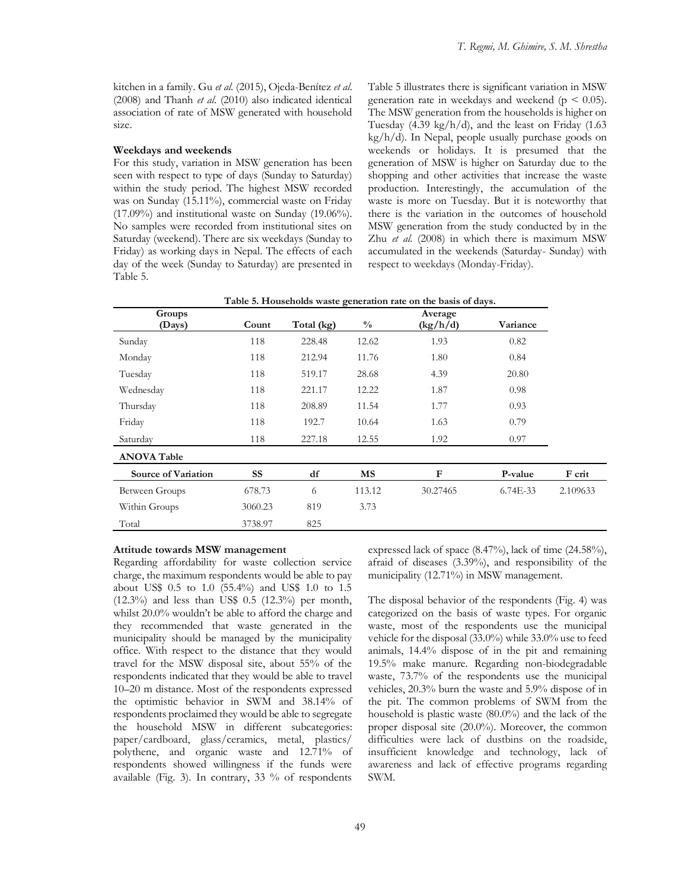kitchen in a family. Gu *et al.* (2015), Ojeda-Benítez *et al.* (2008) and Thanh *et al.* (2010) also indicated identical association of rate of MSW generated with household size.

**Weekdays and weekends**

For this study, variation in MSW generation has been seen with respect to type of days (Sunday to Saturday) within the study period. The highest MSW recorded was on Sunday (15.11%), commercial waste on Friday (17.09%) and institutional waste on Sunday (19.06%). No samples were recorded from institutional sites on Saturday (weekend). There are six weekdays (Sunday to Friday) as working days in Nepal. The effects of each day of the week (Sunday to Saturday) are presented in Table 5.

Table 5 illustrates there is significant variation in MSW generation rate in weekdays and weekend ($p < 0.05$). The MSW generation from the households is higher on Tuesday (4.39 kg/h/d), and the least on Friday (1.63 kg/h/d). In Nepal, people usually purchase goods on weekends or holidays. It is presumed that the generation of MSW is higher on Saturday due to the shopping and other activities that increase the waste production. Interestingly, the accumulation of the waste is more on Tuesday. But it is noteworthy that there is the variation in the outcomes of household MSW generation from the study conducted by in the Zhu *et al.* (2008) in which there is maximum MSW accumulated in the weekends (Saturday- Sunday) with respect to weekdays (Monday-Friday).

**Table 5. Households waste generation rate on the basis of days.**

| Groups (Days) | Count | Total (kg) | % | Average (kg/h/d) | Variance | |
|---|---|---|---|---|---|---|
| Sunday | 118 | 228.48 | 12.62 | 1.93 | 0.82 | |
| Monday | 118 | 212.94 | 11.76 | 1.80 | 0.84 | |
| Tuesday | 118 | 519.17 | 28.68 | 4.39 | 20.80 | |
| Wednesday | 118 | 221.17 | 12.22 | 1.87 | 0.98 | |
| Thursday | 118 | 208.89 | 11.54 | 1.77 | 0.93 | |
| Friday | 118 | 192.7 | 10.64 | 1.63 | 0.79 | |
| Saturday | 118 | 227.18 | 12.55 | 1.92 | 0.97 | |
| **ANOVA Table** | | | | | | |
| **Source of Variation** | **SS** | **df** | **MS** | **F** | **P-value** | **F crit** |
| Between Groups | 678.73 | 6 | 113.12 | 30.27465 | 6.74E-33 | 2.109633 |
| Within Groups | 3060.23 | 819 | 3.73 | | | |
| Total | 3738.97 | 825 | | | | |

**Attitude towards MSW management**

Regarding affordability for waste collection service charge, the maximum respondents would be able to pay about US$ 0.5 to 1.0 (55.4%) and US$ 1.0 to 1.5 (12.3%) and less than US$ 0.5 (12.3%) per month, whilst 20.0% wouldn't be able to afford the charge and they recommended that waste generated in the municipality should be managed by the municipality office. With respect to the distance that they would travel for the MSW disposal site, about 55% of the respondents indicated that they would be able to travel 10–20 m distance. Most of the respondents expressed the optimistic behavior in SWM and 38.14% of respondents proclaimed they would be able to segregate the household MSW in different subcategories: paper/cardboard, glass/ceramics, metal, plastics/ polythene, and organic waste and 12.71% of respondents showed willingness if the funds were available (Fig. 3). In contrary, 33 % of respondents expressed lack of space (8.47%), lack of time (24.58%), afraid of diseases (3.39%), and responsibility of the municipality (12.71%) in MSW management.

The disposal behavior of the respondents (Fig. 4) was categorized on the basis of waste types. For organic waste, most of the respondents use the municipal vehicle for the disposal (33.0%) while 33.0% use to feed animals, 14.4% dispose of in the pit and remaining 19.5% make manure. Regarding non-biodegradable waste, 73.7% of the respondents use the municipal vehicles, 20.3% burn the waste and 5.9% dispose of in the pit. The common problems of SWM from the household is plastic waste (80.0%) and the lack of the proper disposal site (20.0%). Moreover, the common difficulties were lack of dustbins on the roadside, insufficient knowledge and technology, lack of awareness and lack of effective programs regarding SWM.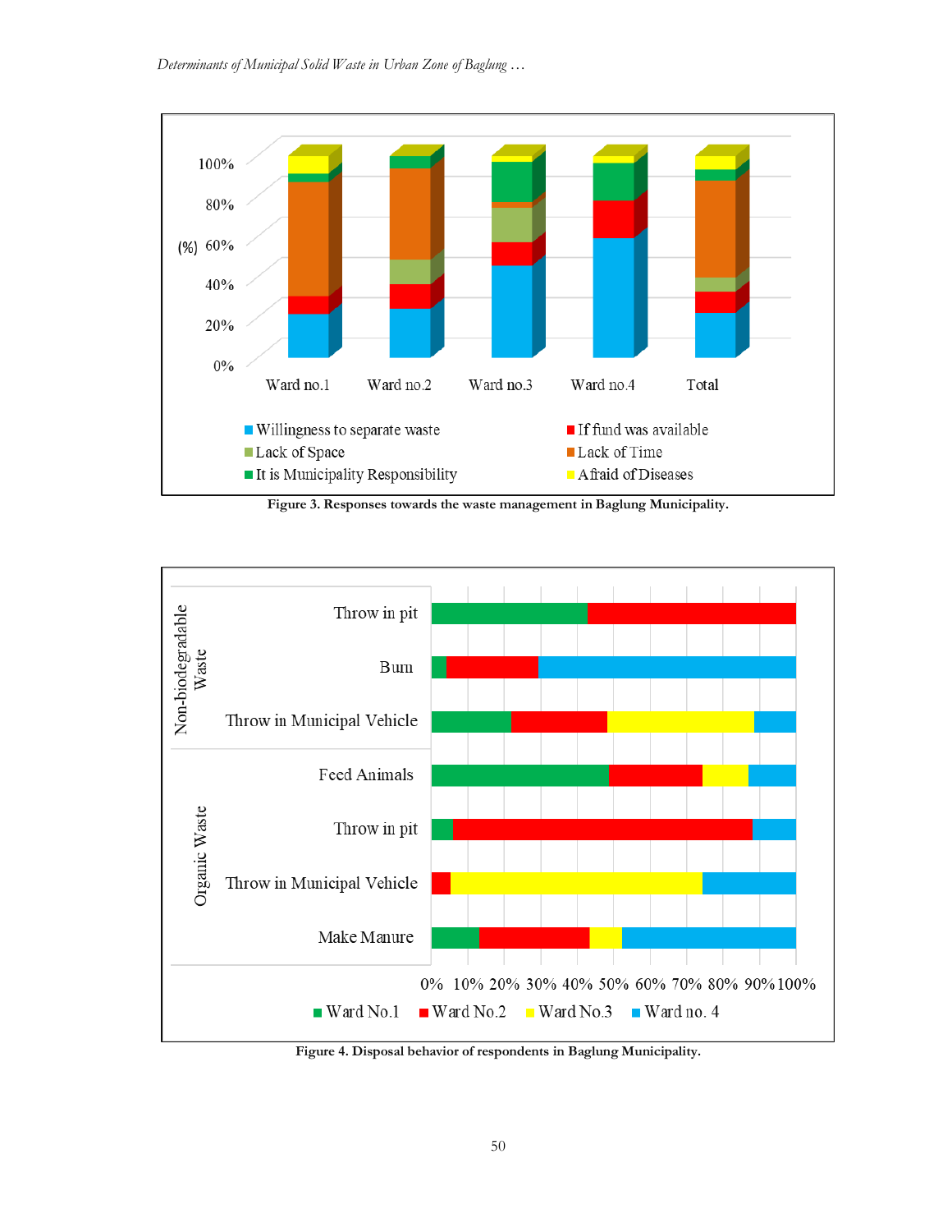Figure 3. Responses towards the waste management in Baglung Municipality.

Figure 4. Disposal behavior of respondents in Baglung Municipality.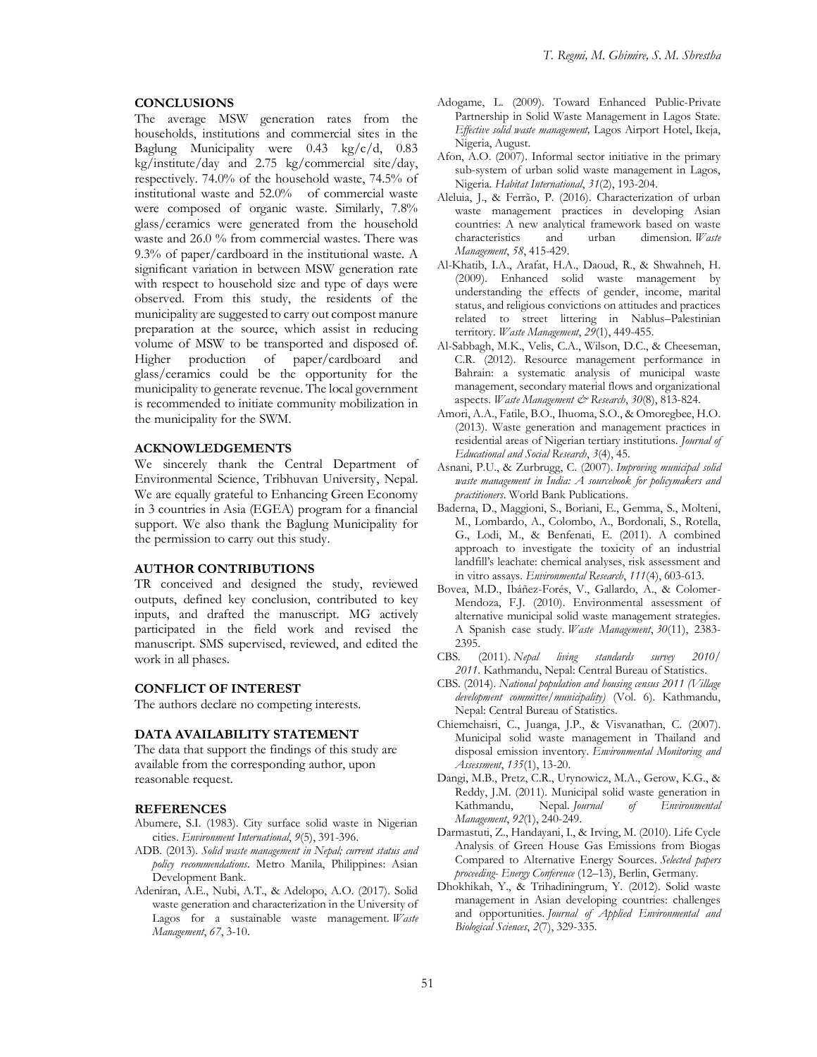## CONCLUSIONS

The average MSW generation rates from the households, institutions and commercial sites in the Baglung Municipality were 0.43 kg/c/d, 0.83 kg/institute/day and 2.75 kg/commercial site/day, respectively. 74.0% of the household waste, 74.5% of institutional waste and 52.0% of commercial waste were composed of organic waste. Similarly, 7.8% glass/ceramics were generated from the household waste and 26.0 % from commercial wastes. There was 9.3% of paper/cardboard in the institutional waste. A significant variation in between MSW generation rate with respect to household size and type of days were observed. From this study, the residents of the municipality are suggested to carry out compost manure preparation at the source, which assist in reducing volume of MSW to be transported and disposed of. Higher production of paper/cardboard and glass/ceramics could be the opportunity for the municipality to generate revenue. The local government is recommended to initiate community mobilization in the municipality for the SWM.

## ACKNOWLEDGEMENTS

We sincerely thank the Central Department of Environmental Science, Tribhuvan University, Nepal. We are equally grateful to Enhancing Green Economy in 3 countries in Asia (EGEA) program for a financial support. We also thank the Baglung Municipality for the permission to carry out this study.

## AUTHOR CONTRIBUTIONS

TR conceived and designed the study, reviewed outputs, defined key conclusion, contributed to key inputs, and drafted the manuscript. MG actively participated in the field work and revised the manuscript. SMS supervised, reviewed, and edited the work in all phases.

## CONFLICT OF INTEREST

The authors declare no competing interests.

## DATA AVAILABILITY STATEMENT

The data that support the findings of this study are available from the corresponding author, upon reasonable request.

## REFERENCES

Abumere, S.I. (1983). City surface solid waste in Nigerian cities. *Environment International*, *9*(5), 391-396.

ADB. (2013). *Solid waste management in Nepal; current status and policy recommendations*. Metro Manila, Philippines: Asian Development Bank.

Adeniran, A.E., Nubi, A.T., & Adelopo, A.O. (2017). Solid waste generation and characterization in the University of Lagos for a sustainable waste management. *Waste Management*, *67*, 3-10.

Adogame, L. (2009). Toward Enhanced Public-Private Partnership in Solid Waste Management in Lagos State. *Effective solid waste management,* Lagos Airport Hotel, Ikeja, Nigeria, August.

Afon, A.O. (2007). Informal sector initiative in the primary sub-system of urban solid waste management in Lagos, Nigeria. *Habitat International*, *31*(2), 193-204.

Aleluia, J., & Ferrão, P. (2016). Characterization of urban waste management practices in developing Asian countries: A new analytical framework based on waste characteristics and urban dimension. *Waste Management*, *58*, 415-429.

Al-Khatib, I.A., Arafat, H.A., Daoud, R., & Shwahneh, H. (2009). Enhanced solid waste management by understanding the effects of gender, income, marital status, and religious convictions on attitudes and practices related to street littering in Nablus–Palestinian territory. *Waste Management*, *29*(1), 449-455.

Al-Sabbagh, M.K., Velis, C.A., Wilson, D.C., & Cheeseman, C.R. (2012). Resource management performance in Bahrain: a systematic analysis of municipal waste management, secondary material flows and organizational aspects. *Waste Management & Research*, *30*(8), 813-824.

Amori, A.A., Fatile, B.O., Ihuoma, S.O., & Omoregbee, H.O. (2013). Waste generation and management practices in residential areas of Nigerian tertiary institutions. *Journal of Educational and Social Research*, *3*(4), 45.

Asnani, P.U., & Zurbrugg, C. (2007). *Improving municipal solid waste management in India: A sourcebook for policymakers and practitioners*. World Bank Publications.

Baderna, D., Maggioni, S., Boriani, E., Gemma, S., Molteni, M., Lombardo, A., Colombo, A., Bordonali, S., Rotella, G., Lodi, M., & Benfenati, E. (2011). A combined approach to investigate the toxicity of an industrial landfill's leachate: chemical analyses, risk assessment and in vitro assays. *Environmental Research*, *111*(4), 603-613.

Bovea, M.D., Ibáñez-Forés, V., Gallardo, A., & Colomer-Mendoza, F.J. (2010). Environmental assessment of alternative municipal solid waste management strategies. A Spanish case study. *Waste Management*, *30*(11), 2383-2395.

CBS. (2011). *Nepal living standards survey 2010/2011*. Kathmandu, Nepal: Central Bureau of Statistics.

CBS. (2014). *National population and housing census 2011 (Village development committee/municipality)* (Vol. 6). Kathmandu, Nepal: Central Bureau of Statistics.

Chiemchaisri, C., Juanga, J.P., & Visvanathan, C. (2007). Municipal solid waste management in Thailand and disposal emission inventory. *Environmental Monitoring and Assessment*, *135*(1), 13-20.

Dangi, M.B., Pretz, C.R., Urynowicz, M.A., Gerow, K.G., & Reddy, J.M. (2011). Municipal solid waste generation in Kathmandu, Nepal. *Journal of Environmental Management*, *92*(1), 240-249.

Darmastuti, Z., Handayani, I., & Irving, M. (2010). Life Cycle Analysis of Green House Gas Emissions from Biogas Compared to Alternative Energy Sources. *Selected papers proceeding- Energy Conference* (12–13), Berlin, Germany.

Dhokhikah, Y., & Trihadiningrum, Y. (2012). Solid waste management in Asian developing countries: challenges and opportunities. *Journal of Applied Environmental and Biological Sciences*, *2*(7), 329-335.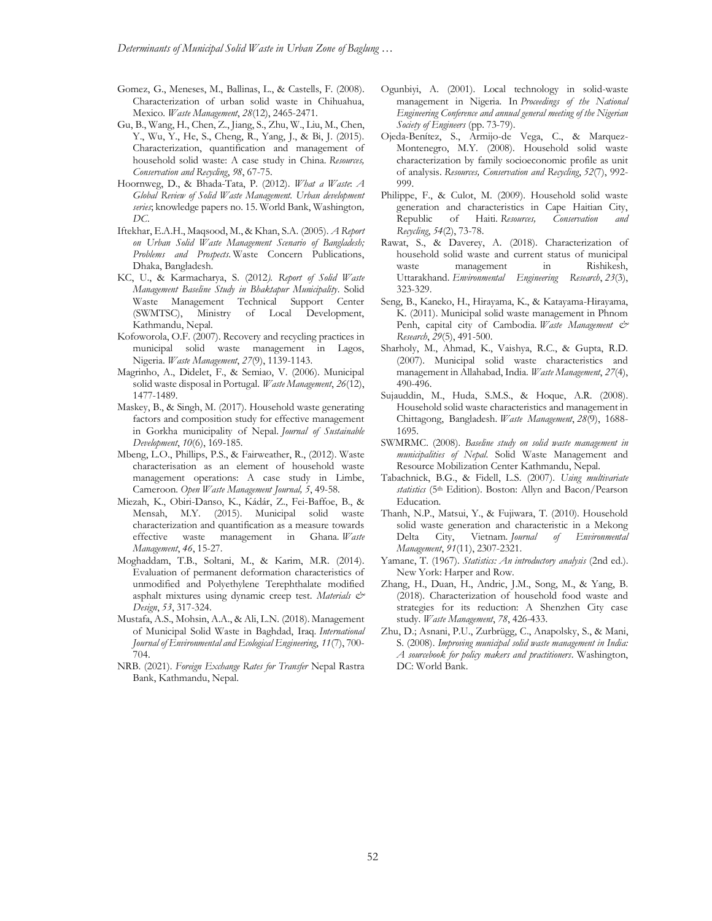Gomez, G., Meneses, M., Ballinas, L., & Castells, F. (2008). Characterization of urban solid waste in Chihuahua, Mexico. *Waste Management*, *28*(12), 2465-2471.

Gu, B., Wang, H., Chen, Z., Jiang, S., Zhu, W., Liu, M., Chen, Y., Wu, Y., He, S., Cheng, R., Yang, J., & Bi, J. (2015). Characterization, quantification and management of household solid waste: A case study in China. *Resources, Conservation and Recycling*, *98*, 67-75.

Hoornweg, D., & Bhada-Tata, P. (2012). *What a Waste*: *A Global Review of Solid Waste Management*. *Urban development series*; knowledge papers no. 15. World Bank, Washington, *DC*.

Iftekhar, E.A.H., Maqsood, M., & Khan, S.A. (2005). *A Report on Urban Solid Waste Management Scenario of Bangladesh; Problems and Prospects*. Waste Concern Publications, Dhaka, Bangladesh.

KC, U., & Karmacharya, S. (2012*). Report of Solid Waste Management Baseline Study in Bhaktapur Municipality*. Solid Waste Management Technical Support Center (SWMTSC), Ministry of Local Development, Kathmandu, Nepal.

Kofoworola, O.F. (2007). Recovery and recycling practices in municipal solid waste management in Lagos, Nigeria. *Waste Management*, *27*(9), 1139-1143.

Magrinho, A., Didelet, F., & Semiao, V. (2006). Municipal solid waste disposal in Portugal. *Waste Management*, *26*(12), 1477-1489.

Maskey, B., & Singh, M. (2017). Household waste generating factors and composition study for effective management in Gorkha municipality of Nepal. *Journal of Sustainable Development*, *10*(6), 169-185.

Mbeng, L.O., Phillips, P.S., & Fairweather, R., (2012). Waste characterisation as an element of household waste management operations: A case study in Limbe, Cameroon. *Open Waste Management Journal, 5*, 49-58.

Miezah, K., Obiri-Danso, K., Kádár, Z., Fei-Baffoe, B., & Mensah, M.Y. (2015). Municipal solid waste characterization and quantification as a measure towards effective waste management in Ghana. *Waste Management*, *46*, 15-27.

Moghaddam, T.B., Soltani, M., & Karim, M.R. (2014). Evaluation of permanent deformation characteristics of unmodified and Polyethylene Terephthalate modified asphalt mixtures using dynamic creep test. *Materials & Design*, *53*, 317-324.

Mustafa, A.S., Mohsin, A.A., & Ali, L.N. (2018). Management of Municipal Solid Waste in Baghdad, Iraq. *International Journal of Environmental and Ecological Engineering*, *11*(7), 700-704.

NRB. (2021). *Foreign Exchange Rates for Transfer* Nepal Rastra Bank, Kathmandu, Nepal.

Ogunbiyi, A. (2001). Local technology in solid-waste management in Nigeria. In *Proceedings of the National Engineering Conference and annual general meeting of the Nigerian Society of Engineers* (pp. 73-79).

Ojeda-Benítez, S., Armijo-de Vega, C., & Marquez-Montenegro, M.Y. (2008). Household solid waste characterization by family socioeconomic profile as unit of analysis. *Resources, Conservation and Recycling*, *52*(7), 992-999.

Philippe, F., & Culot, M. (2009). Household solid waste generation and characteristics in Cape Haitian City, Republic of Haiti. *Resources, Conservation and Recycling*, *54*(2), 73-78.

Rawat, S., & Daverey, A. (2018). Characterization of household solid waste and current status of municipal waste management in Rishikesh, Uttarakhand. *Environmental Engineering Research*, *23*(3), 323-329.

Seng, B., Kaneko, H., Hirayama, K., & Katayama-Hirayama, K. (2011). Municipal solid waste management in Phnom Penh, capital city of Cambodia. *Waste Management & Research*, *29*(5), 491-500.

Sharholy, M., Ahmad, K., Vaishya, R.C., & Gupta, R.D. (2007). Municipal solid waste characteristics and management in Allahabad, India. *Waste Management*, *27*(4), 490-496.

Sujauddin, M., Huda, S.M.S., & Hoque, A.R. (2008). Household solid waste characteristics and management in Chittagong, Bangladesh. *Waste Management*, *28*(9), 1688-1695.

SWMRMC. (2008). *Baseline study on solid waste management in municipalities of Nepal*. Solid Waste Management and Resource Mobilization Center Kathmandu, Nepal.

Tabachnick, B.G., & Fidell, L.S. (2007). *Using multivariate statistics* (5th Edition). Boston: Allyn and Bacon/Pearson Education.

Thanh, N.P., Matsui, Y., & Fujiwara, T. (2010). Household solid waste generation and characteristic in a Mekong Delta City, Vietnam. *Journal of Environmental Management*, *91*(11), 2307-2321.

Yamane, T. (1967). *Statistics: An introductory analysis* (2nd ed.). New York: Harper and Row.

Zhang, H., Duan, H., Andric, J.M., Song, M., & Yang, B. (2018). Characterization of household food waste and strategies for its reduction: A Shenzhen City case study. *Waste Management*, *78*, 426-433.

Zhu, D.; Asnani, P.U., Zurbrügg, C., Anapolsky, S., & Mani, S. (2008). *Improving municipal solid waste management in India: A sourcebook for policy makers and practitioners*. Washington, DC: World Bank.